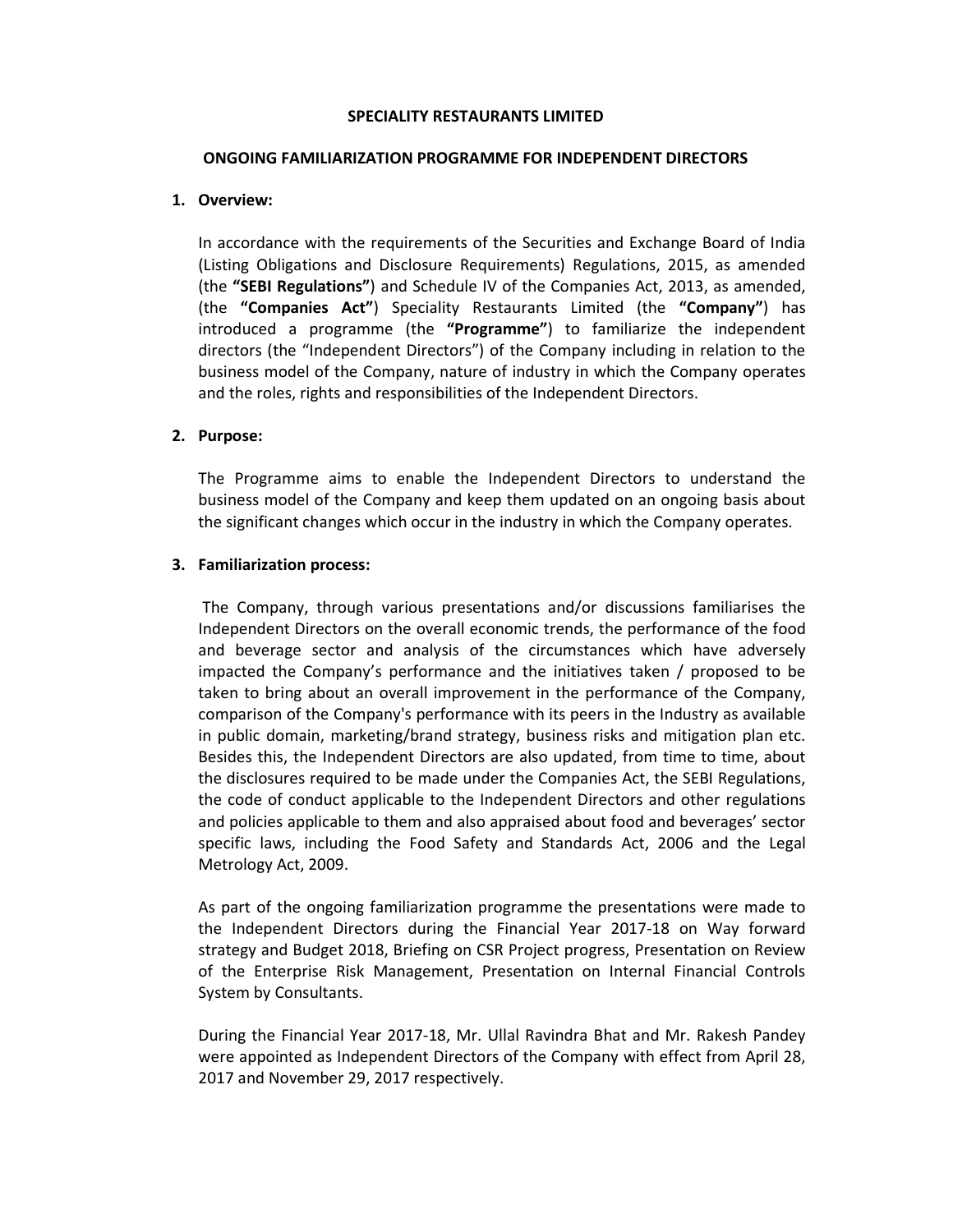# SPECIALITY RESTAURANTS LIMITED

## ONGOING FAMILIARIZATION PROGRAMME FOR INDEPENDENT DIRECTORS

### 1. Overview:

In accordance with the requirements of the Securities and Exchange Board of India (Listing Obligations and Disclosure Requirements) Regulations, 2015, as amended (the **"SEBI Regulations"**) and Schedule IV of the Companies Act, 2013, as amended, (the **"Companies Act"**) Speciality Restaurants Limited (the **"Company"**) has introduced a programme (the **"Programme"**) to familiarize the independent directors (the "Independent Directors") of the Company including in relation to the business model of the Company, nature of industry in which the Company operates and the roles, rights and responsibilities of the Independent Directors.

### 2. Purpose:

The Programme aims to enable the Independent Directors to understand the business model of the Company and keep them updated on an ongoing basis about the significant changes which occur in the industry in which the Company operates.

### 3. Familiarization process:

The Company, through various presentations and/or discussions familiarises the Independent Directors on the overall economic trends, the performance of the food and beverage sector and analysis of the circumstances which have adversely impacted the Company's performance and the initiatives taken / proposed to be taken to bring about an overall improvement in the performance of the Company, comparison of the Company's performance with its peers in the Industry as available in public domain, marketing/brand strategy, business risks and mitigation plan etc. Besides this, the Independent Directors are also updated, from time to time, about the disclosures required to be made under the Companies Act, the SEBI Regulations, the code of conduct applicable to the Independent Directors and other regulations and policies applicable to them and also appraised about food and beverages' sector specific laws, including the Food Safety and Standards Act, 2006 and the Legal Metrology Act, 2009.

As part of the ongoing familiarization programme the presentations were made to the Independent Directors during the Financial Year 2017-18 on Way forward strategy and Budget 2018, Briefing on CSR Project progress, Presentation on Review of the Enterprise Risk Management, Presentation on Internal Financial Controls System by Consultants.

During the Financial Year 2017-18, Mr. Ullal Ravindra Bhat and Mr. Rakesh Pandey were appointed as Independent Directors of the Company with effect from April 28, 2017 and November 29, 2017 respectively.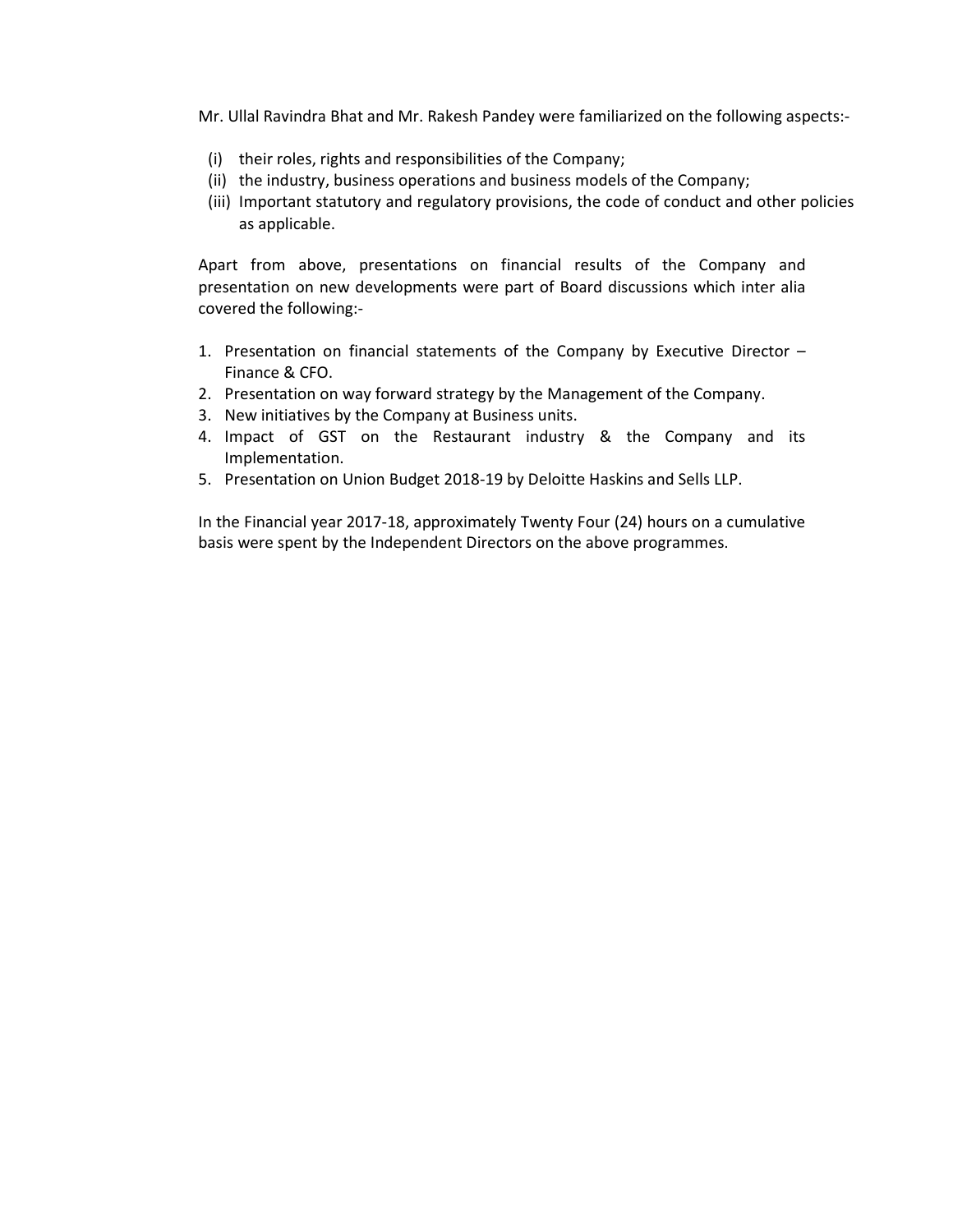Mr. Ullal Ravindra Bhat and Mr. Rakesh Pandey were familiarized on the following aspects:-

(i) their roles, rights and responsibilities of the Company;
(ii) the industry, business operations and business models of the Company;
(iii) Important statutory and regulatory provisions, the code of conduct and other policies as applicable.

Apart from above, presentations on financial results of the Company and presentation on new developments were part of Board discussions which inter alia covered the following:-

1. Presentation on financial statements of the Company by Executive Director – Finance & CFO.
2. Presentation on way forward strategy by the Management of the Company.
3. New initiatives by the Company at Business units.
4. Impact of GST on the Restaurant industry & the Company and its Implementation.
5. Presentation on Union Budget 2018-19 by Deloitte Haskins and Sells LLP.

In the Financial year 2017-18, approximately Twenty Four (24) hours on a cumulative basis were spent by the Independent Directors on the above programmes.